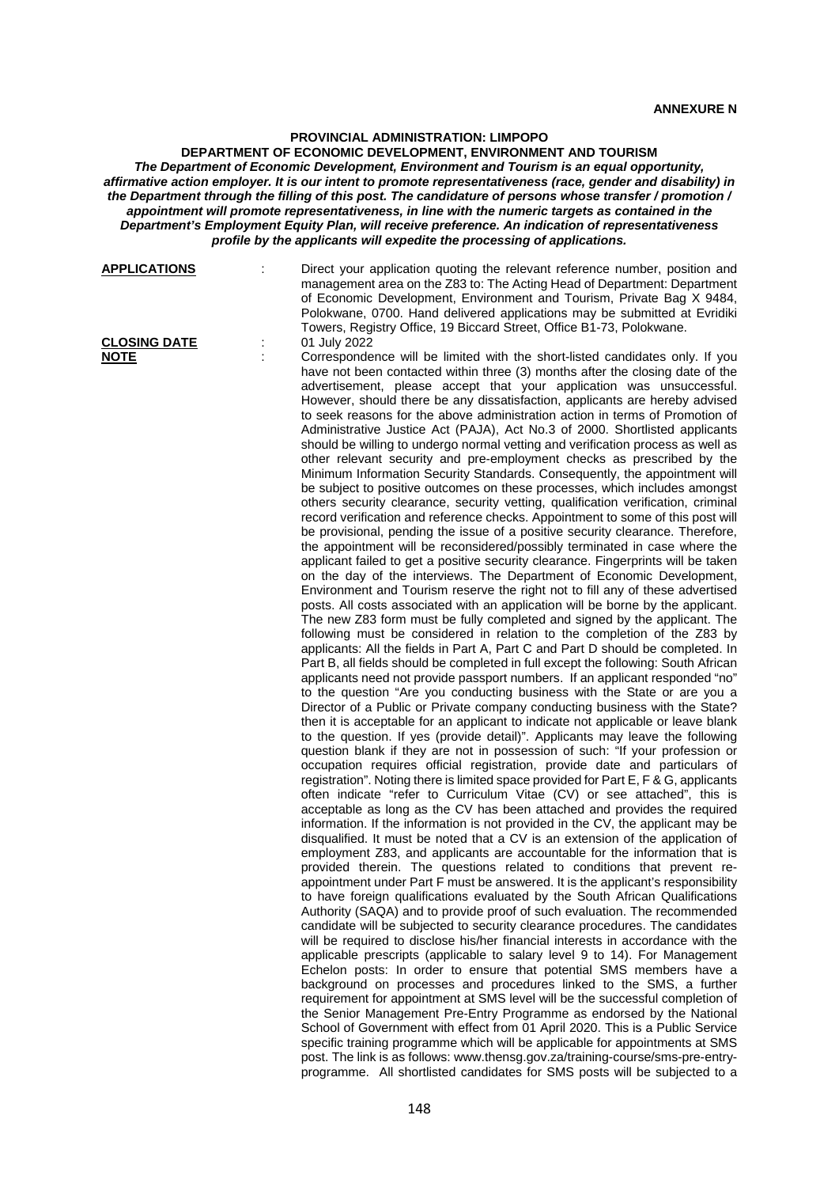**ANNEXURE N**

## PROVINCIAL ADMINISTRATION: LIMPOPO

### DEPARTMENT OF ECONOMIC DEVELOPMENT, ENVIRONMENT AND TOURISM

***The Department of Economic Development, Environment and Tourism is an equal opportunity, affirmative action employer. It is our intent to promote representativeness (race, gender and disability) in the Department through the filling of this post. The candidature of persons whose transfer / promotion / appointment will promote representativeness, in line with the numeric targets as contained in the Department's Employment Equity Plan, will receive preference. An indication of representativeness profile by the applicants will expedite the processing of applications.***

**APPLICATIONS** : Direct your application quoting the relevant reference number, position and management area on the Z83 to: The Acting Head of Department: Department of Economic Development, Environment and Tourism, Private Bag X 9484, Polokwane, 0700. Hand delivered applications may be submitted at Evridiki Towers, Registry Office, 19 Biccard Street, Office B1-73, Polokwane.

**CLOSING DATE** : 01 July 2022

**NOTE** : Correspondence will be limited with the short-listed candidates only. If you have not been contacted within three (3) months after the closing date of the advertisement, please accept that your application was unsuccessful. However, should there be any dissatisfaction, applicants are hereby advised to seek reasons for the above administration action in terms of Promotion of Administrative Justice Act (PAJA), Act No.3 of 2000. Shortlisted applicants should be willing to undergo normal vetting and verification process as well as other relevant security and pre-employment checks as prescribed by the Minimum Information Security Standards. Consequently, the appointment will be subject to positive outcomes on these processes, which includes amongst others security clearance, security vetting, qualification verification, criminal record verification and reference checks. Appointment to some of this post will be provisional, pending the issue of a positive security clearance. Therefore, the appointment will be reconsidered/possibly terminated in case where the applicant failed to get a positive security clearance. Fingerprints will be taken on the day of the interviews. The Department of Economic Development, Environment and Tourism reserve the right not to fill any of these advertised posts. All costs associated with an application will be borne by the applicant. The new Z83 form must be fully completed and signed by the applicant. The following must be considered in relation to the completion of the Z83 by applicants: All the fields in Part A, Part C and Part D should be completed. In Part B, all fields should be completed in full except the following: South African applicants need not provide passport numbers. If an applicant responded "no" to the question "Are you conducting business with the State or are you a Director of a Public or Private company conducting business with the State? then it is acceptable for an applicant to indicate not applicable or leave blank to the question. If yes (provide detail)". Applicants may leave the following question blank if they are not in possession of such: "If your profession or occupation requires official registration, provide date and particulars of registration". Noting there is limited space provided for Part E, F & G, applicants often indicate "refer to Curriculum Vitae (CV) or see attached", this is acceptable as long as the CV has been attached and provides the required information. If the information is not provided in the CV, the applicant may be disqualified. It must be noted that a CV is an extension of the application of employment Z83, and applicants are accountable for the information that is provided therein. The questions related to conditions that prevent re-appointment under Part F must be answered. It is the applicant's responsibility to have foreign qualifications evaluated by the South African Qualifications Authority (SAQA) and to provide proof of such evaluation. The recommended candidate will be subjected to security clearance procedures. The candidates will be required to disclose his/her financial interests in accordance with the applicable prescripts (applicable to salary level 9 to 14). For Management Echelon posts: In order to ensure that potential SMS members have a background on processes and procedures linked to the SMS, a further requirement for appointment at SMS level will be the successful completion of the Senior Management Pre-Entry Programme as endorsed by the National School of Government with effect from 01 April 2020. This is a Public Service specific training programme which will be applicable for appointments at SMS post. The link is as follows: www.thensg.gov.za/training-course/sms-pre-entry-programme. All shortlisted candidates for SMS posts will be subjected to a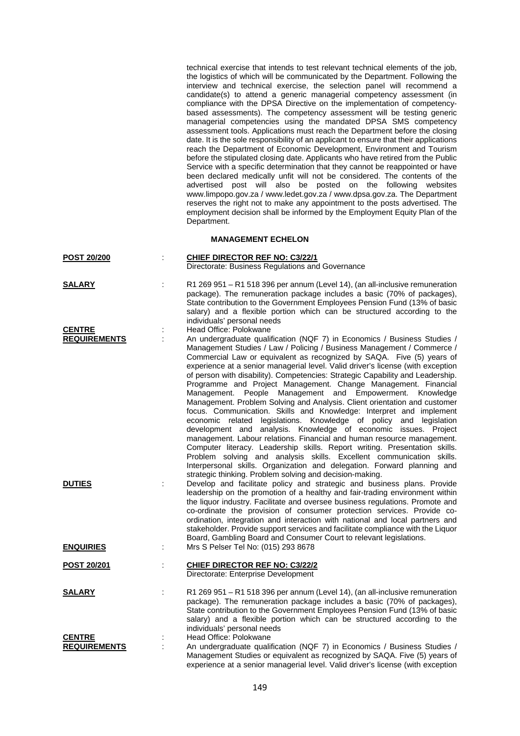technical exercise that intends to test relevant technical elements of the job, the logistics of which will be communicated by the Department. Following the interview and technical exercise, the selection panel will recommend a candidate(s) to attend a generic managerial competency assessment (in compliance with the DPSA Directive on the implementation of competency-based assessments). The competency assessment will be testing generic managerial competencies using the mandated DPSA SMS competency assessment tools. Applications must reach the Department before the closing date. It is the sole responsibility of an applicant to ensure that their applications reach the Department of Economic Development, Environment and Tourism before the stipulated closing date. Applicants who have retired from the Public Service with a specific determination that they cannot be reappointed or have been declared medically unfit will not be considered. The contents of the advertised post will also be posted on the following websites www.limpopo.gov.za / www.ledet.gov.za / www.dpsa.gov.za. The Department reserves the right not to make any appointment to the posts advertised. The employment decision shall be informed by the Employment Equity Plan of the Department.

## MANAGEMENT ECHELON

**POST 20/200** : **CHIEF DIRECTOR REF NO: C3/22/1**
Directorate: Business Regulations and Governance

**SALARY** : R1 269 951 – R1 518 396 per annum (Level 14), (an all-inclusive remuneration package). The remuneration package includes a basic (70% of packages), State contribution to the Government Employees Pension Fund (13% of basic salary) and a flexible portion which can be structured according to the individuals' personal needs

**CENTRE** : Head Office: Polokwane

**REQUIREMENTS** : An undergraduate qualification (NQF 7) in Economics / Business Studies / Management Studies / Law / Policing / Business Management / Commerce / Commercial Law or equivalent as recognized by SAQA. Five (5) years of experience at a senior managerial level. Valid driver's license (with exception of person with disability). Competencies: Strategic Capability and Leadership. Programme and Project Management. Change Management. Financial Management. People Management and Empowerment. Knowledge Management. Problem Solving and Analysis. Client orientation and customer focus. Communication. Skills and Knowledge: Interpret and implement economic related legislations. Knowledge of policy and legislation development and analysis. Knowledge of economic issues. Project management. Labour relations. Financial and human resource management. Computer literacy. Leadership skills. Report writing. Presentation skills. Problem solving and analysis skills. Excellent communication skills. Interpersonal skills. Organization and delegation. Forward planning and strategic thinking. Problem solving and decision-making.

**DUTIES** : Develop and facilitate policy and strategic and business plans. Provide leadership on the promotion of a healthy and fair-trading environment within the liquor industry. Facilitate and oversee business regulations. Promote and co-ordinate the provision of consumer protection services. Provide co-ordination, integration and interaction with national and local partners and stakeholder. Provide support services and facilitate compliance with the Liquor Board, Gambling Board and Consumer Court to relevant legislations.

**ENQUIRIES** : Mrs S Pelser Tel No: (015) 293 8678

**POST 20/201** : **CHIEF DIRECTOR REF NO: C3/22/2**
Directorate: Enterprise Development

**SALARY** : R1 269 951 – R1 518 396 per annum (Level 14), (an all-inclusive remuneration package). The remuneration package includes a basic (70% of packages), State contribution to the Government Employees Pension Fund (13% of basic salary) and a flexible portion which can be structured according to the individuals' personal needs

**CENTRE** : Head Office: Polokwane

**REQUIREMENTS** : An undergraduate qualification (NQF 7) in Economics / Business Studies / Management Studies or equivalent as recognized by SAQA. Five (5) years of experience at a senior managerial level. Valid driver's license (with exception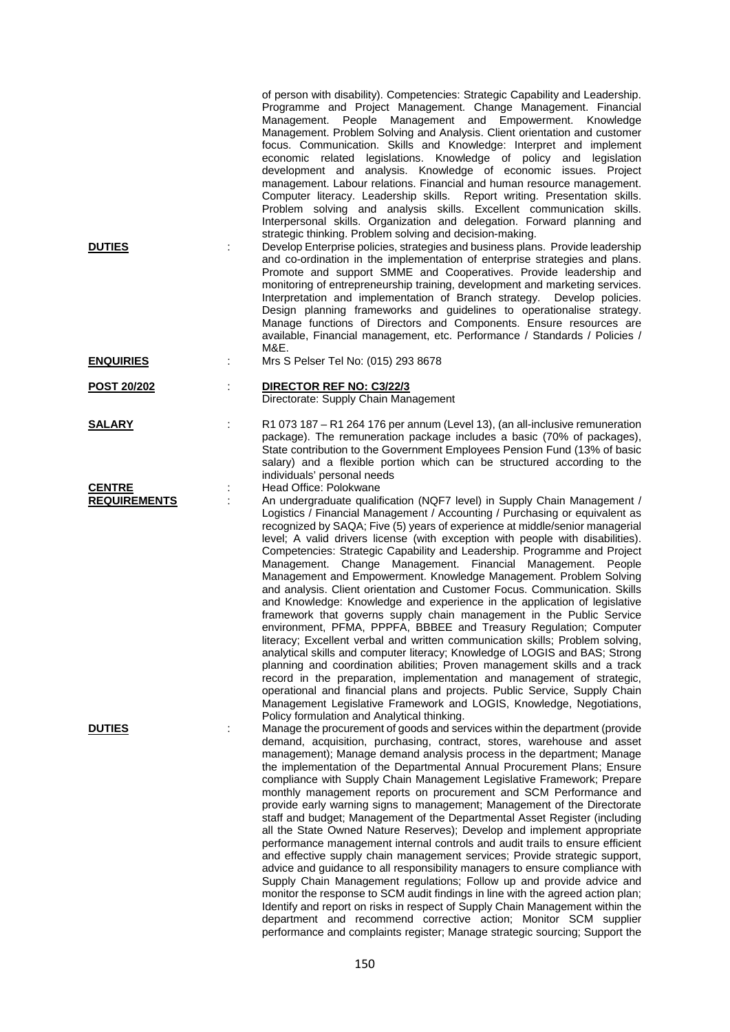of person with disability). Competencies: Strategic Capability and Leadership. Programme and Project Management. Change Management. Financial Management. People Management and Empowerment. Knowledge Management. Problem Solving and Analysis. Client orientation and customer focus. Communication. Skills and Knowledge: Interpret and implement economic related legislations. Knowledge of policy and legislation development and analysis. Knowledge of economic issues. Project management. Labour relations. Financial and human resource management. Computer literacy. Leadership skills. Report writing. Presentation skills. Problem solving and analysis skills. Excellent communication skills. Interpersonal skills. Organization and delegation. Forward planning and strategic thinking. Problem solving and decision-making.

**DUTIES** : Develop Enterprise policies, strategies and business plans. Provide leadership and co-ordination in the implementation of enterprise strategies and plans. Promote and support SMME and Cooperatives. Provide leadership and monitoring of entrepreneurship training, development and marketing services. Interpretation and implementation of Branch strategy. Develop policies. Design planning frameworks and guidelines to operationalise strategy. Manage functions of Directors and Components. Ensure resources are available, Financial management, etc. Performance / Standards / Policies / M&E.

**ENQUIRIES** : Mrs S Pelser Tel No: (015) 293 8678

**POST 20/202** : **DIRECTOR REF NO: C3/22/3**
Directorate: Supply Chain Management

**SALARY** : R1 073 187 – R1 264 176 per annum (Level 13), (an all-inclusive remuneration package). The remuneration package includes a basic (70% of packages), State contribution to the Government Employees Pension Fund (13% of basic salary) and a flexible portion which can be structured according to the individuals' personal needs

**CENTRE** : Head Office: Polokwane

**REQUIREMENTS** : An undergraduate qualification (NQF7 level) in Supply Chain Management / Logistics / Financial Management / Accounting / Purchasing or equivalent as recognized by SAQA; Five (5) years of experience at middle/senior managerial level; A valid drivers license (with exception with people with disabilities). Competencies: Strategic Capability and Leadership. Programme and Project Management. Change Management. Financial Management. People Management and Empowerment. Knowledge Management. Problem Solving and analysis. Client orientation and Customer Focus. Communication. Skills and Knowledge: Knowledge and experience in the application of legislative framework that governs supply chain management in the Public Service environment, PFMA, PPPFA, BBBEE and Treasury Regulation; Computer literacy; Excellent verbal and written communication skills; Problem solving, analytical skills and computer literacy; Knowledge of LOGIS and BAS; Strong planning and coordination abilities; Proven management skills and a track record in the preparation, implementation and management of strategic, operational and financial plans and projects. Public Service, Supply Chain Management Legislative Framework and LOGIS, Knowledge, Negotiations, Policy formulation and Analytical thinking.

**DUTIES** : Manage the procurement of goods and services within the department (provide demand, acquisition, purchasing, contract, stores, warehouse and asset management); Manage demand analysis process in the department; Manage the implementation of the Departmental Annual Procurement Plans; Ensure compliance with Supply Chain Management Legislative Framework; Prepare monthly management reports on procurement and SCM Performance and provide early warning signs to management; Management of the Directorate staff and budget; Management of the Departmental Asset Register (including all the State Owned Nature Reserves); Develop and implement appropriate performance management internal controls and audit trails to ensure efficient and effective supply chain management services; Provide strategic support, advice and guidance to all responsibility managers to ensure compliance with Supply Chain Management regulations; Follow up and provide advice and monitor the response to SCM audit findings in line with the agreed action plan; Identify and report on risks in respect of Supply Chain Management within the department and recommend corrective action; Monitor SCM supplier performance and complaints register; Manage strategic sourcing; Support the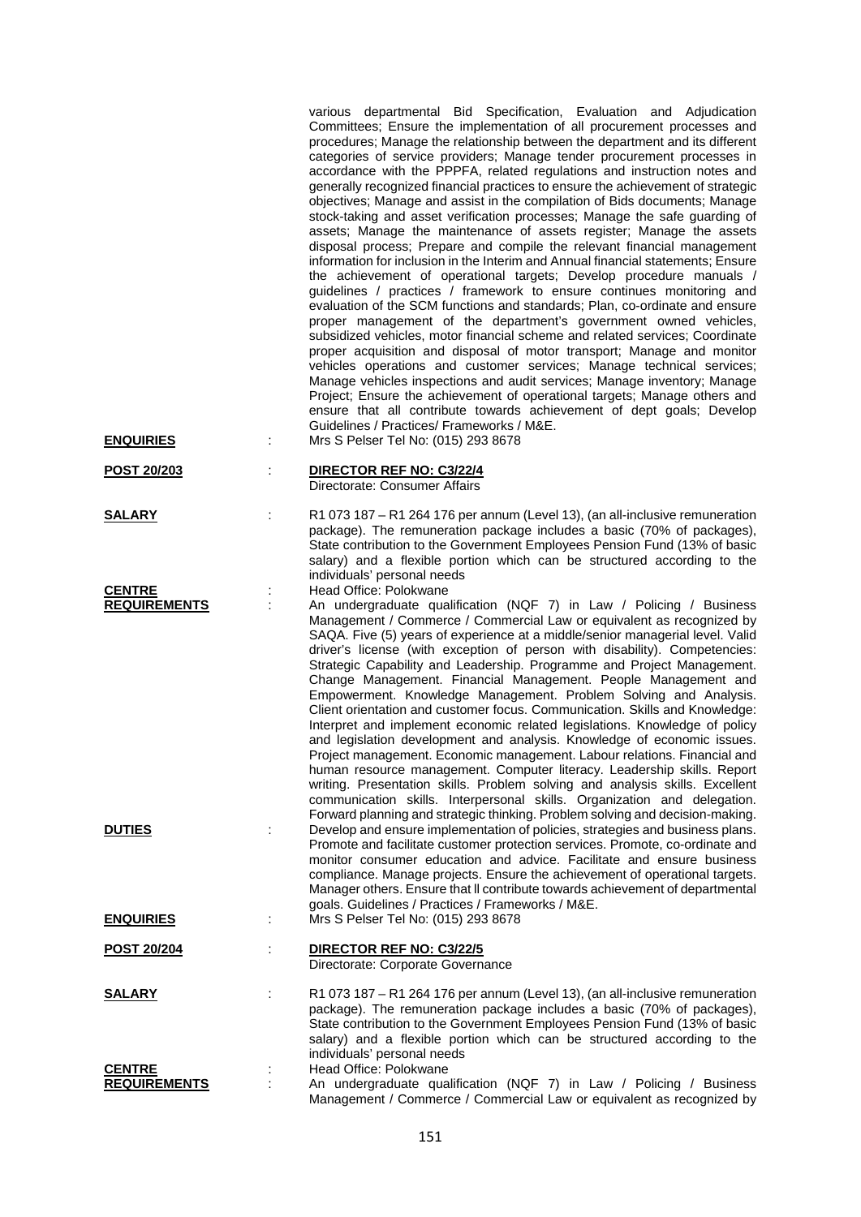various departmental Bid Specification, Evaluation and Adjudication Committees; Ensure the implementation of all procurement processes and procedures; Manage the relationship between the department and its different categories of service providers; Manage tender procurement processes in accordance with the PPPFA, related regulations and instruction notes and generally recognized financial practices to ensure the achievement of strategic objectives; Manage and assist in the compilation of Bids documents; Manage stock-taking and asset verification processes; Manage the safe guarding of assets; Manage the maintenance of assets register; Manage the assets disposal process; Prepare and compile the relevant financial management information for inclusion in the Interim and Annual financial statements; Ensure the achievement of operational targets; Develop procedure manuals / guidelines / practices / framework to ensure continues monitoring and evaluation of the SCM functions and standards; Plan, co-ordinate and ensure proper management of the department's government owned vehicles, subsidized vehicles, motor financial scheme and related services; Coordinate proper acquisition and disposal of motor transport; Manage and monitor vehicles operations and customer services; Manage technical services; Manage vehicles inspections and audit services; Manage inventory; Manage Project; Ensure the achievement of operational targets; Manage others and ensure that all contribute towards achievement of dept goals; Develop Guidelines / Practices/ Frameworks / M&E.

**ENQUIRIES** : Mrs S Pelser Tel No: (015) 293 8678

**POST 20/203** : **DIRECTOR REF NO: C3/22/4**
Directorate: Consumer Affairs

**SALARY** : R1 073 187 – R1 264 176 per annum (Level 13), (an all-inclusive remuneration package). The remuneration package includes a basic (70% of packages), State contribution to the Government Employees Pension Fund (13% of basic salary) and a flexible portion which can be structured according to the individuals' personal needs

**CENTRE** : Head Office: Polokwane

**REQUIREMENTS** : An undergraduate qualification (NQF 7) in Law / Policing / Business Management / Commerce / Commercial Law or equivalent as recognized by SAQA. Five (5) years of experience at a middle/senior managerial level. Valid driver's license (with exception of person with disability). Competencies: Strategic Capability and Leadership. Programme and Project Management. Change Management. Financial Management. People Management and Empowerment. Knowledge Management. Problem Solving and Analysis. Client orientation and customer focus. Communication. Skills and Knowledge: Interpret and implement economic related legislations. Knowledge of policy and legislation development and analysis. Knowledge of economic issues. Project management. Economic management. Labour relations. Financial and human resource management. Computer literacy. Leadership skills. Report writing. Presentation skills. Problem solving and analysis skills. Excellent communication skills. Interpersonal skills. Organization and delegation. Forward planning and strategic thinking. Problem solving and decision-making.

**DUTIES** : Develop and ensure implementation of policies, strategies and business plans. Promote and facilitate customer protection services. Promote, co-ordinate and monitor consumer education and advice. Facilitate and ensure business compliance. Manage projects. Ensure the achievement of operational targets. Manager others. Ensure that ll contribute towards achievement of departmental goals. Guidelines / Practices / Frameworks / M&E.

**ENQUIRIES** : Mrs S Pelser Tel No: (015) 293 8678

**POST 20/204** : **DIRECTOR REF NO: C3/22/5**
Directorate: Corporate Governance

**SALARY** : R1 073 187 – R1 264 176 per annum (Level 13), (an all-inclusive remuneration package). The remuneration package includes a basic (70% of packages), State contribution to the Government Employees Pension Fund (13% of basic salary) and a flexible portion which can be structured according to the individuals' personal needs

**CENTRE** : Head Office: Polokwane

**REQUIREMENTS** : An undergraduate qualification (NQF 7) in Law / Policing / Business Management / Commerce / Commercial Law or equivalent as recognized by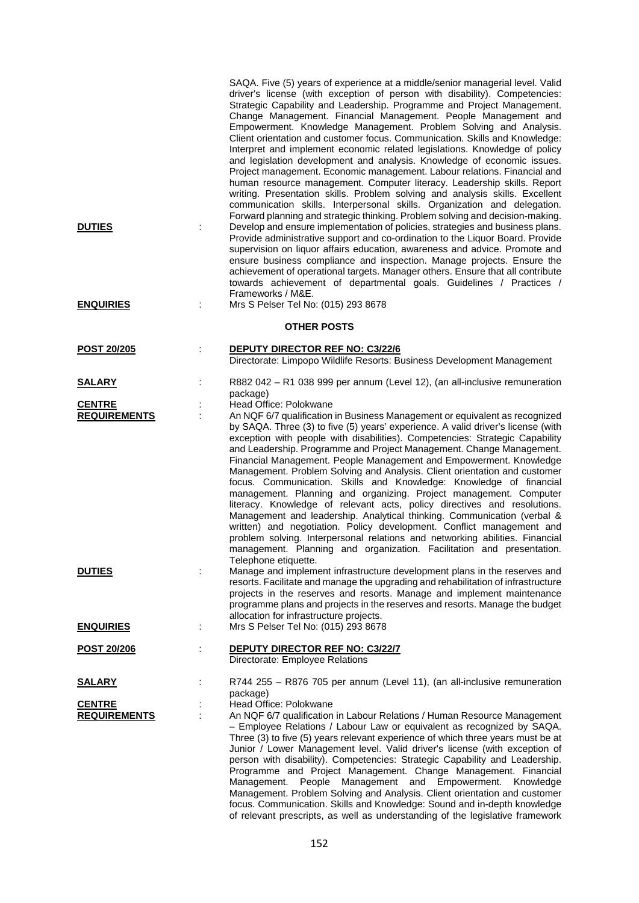SAQA. Five (5) years of experience at a middle/senior managerial level. Valid driver's license (with exception of person with disability). Competencies: Strategic Capability and Leadership. Programme and Project Management. Change Management. Financial Management. People Management and Empowerment. Knowledge Management. Problem Solving and Analysis. Client orientation and customer focus. Communication. Skills and Knowledge: Interpret and implement economic related legislations. Knowledge of policy and legislation development and analysis. Knowledge of economic issues. Project management. Economic management. Labour relations. Financial and human resource management. Computer literacy. Leadership skills. Report writing. Presentation skills. Problem solving and analysis skills. Excellent communication skills. Interpersonal skills. Organization and delegation. Forward planning and strategic thinking. Problem solving and decision-making.

**DUTIES** : Develop and ensure implementation of policies, strategies and business plans. Provide administrative support and co-ordination to the Liquor Board. Provide supervision on liquor affairs education, awareness and advice. Promote and ensure business compliance and inspection. Manage projects. Ensure the achievement of operational targets. Manager others. Ensure that all contribute towards achievement of departmental goals. Guidelines / Practices / Frameworks / M&E.

**ENQUIRIES** : Mrs S Pelser Tel No: (015) 293 8678

## OTHER POSTS

**POST 20/205** : **DEPUTY DIRECTOR REF NO: C3/22/6**
Directorate: Limpopo Wildlife Resorts: Business Development Management

**SALARY** : R882 042 – R1 038 999 per annum (Level 12), (an all-inclusive remuneration package)

**CENTRE** : Head Office: Polokwane

**REQUIREMENTS** : An NQF 6/7 qualification in Business Management or equivalent as recognized by SAQA. Three (3) to five (5) years' experience. A valid driver's license (with exception with people with disabilities). Competencies: Strategic Capability and Leadership. Programme and Project Management. Change Management. Financial Management. People Management and Empowerment. Knowledge Management. Problem Solving and Analysis. Client orientation and customer focus. Communication. Skills and Knowledge: Knowledge of financial management. Planning and organizing. Project management. Computer literacy. Knowledge of relevant acts, policy directives and resolutions. Management and leadership. Analytical thinking. Communication (verbal & written) and negotiation. Policy development. Conflict management and problem solving. Interpersonal relations and networking abilities. Financial management. Planning and organization. Facilitation and presentation. Telephone etiquette.

**DUTIES** : Manage and implement infrastructure development plans in the reserves and resorts. Facilitate and manage the upgrading and rehabilitation of infrastructure projects in the reserves and resorts. Manage and implement maintenance programme plans and projects in the reserves and resorts. Manage the budget allocation for infrastructure projects.

**ENQUIRIES** : Mrs S Pelser Tel No: (015) 293 8678

**POST 20/206** : **DEPUTY DIRECTOR REF NO: C3/22/7**
Directorate: Employee Relations

**SALARY** : R744 255 – R876 705 per annum (Level 11), (an all-inclusive remuneration package)

**CENTRE** : Head Office: Polokwane

**REQUIREMENTS** : An NQF 6/7 qualification in Labour Relations / Human Resource Management – Employee Relations / Labour Law or equivalent as recognized by SAQA. Three (3) to five (5) years relevant experience of which three must be at Junior / Lower Management level. Valid driver's license (with exception of person with disability). Competencies: Strategic Capability and Leadership. Programme and Project Management. Change Management. Financial Management. People Management and Empowerment. Knowledge Management. Problem Solving and Analysis. Client orientation and customer focus. Communication. Skills and Knowledge: Sound and in-depth knowledge of relevant prescripts, as well as understanding of the legislative framework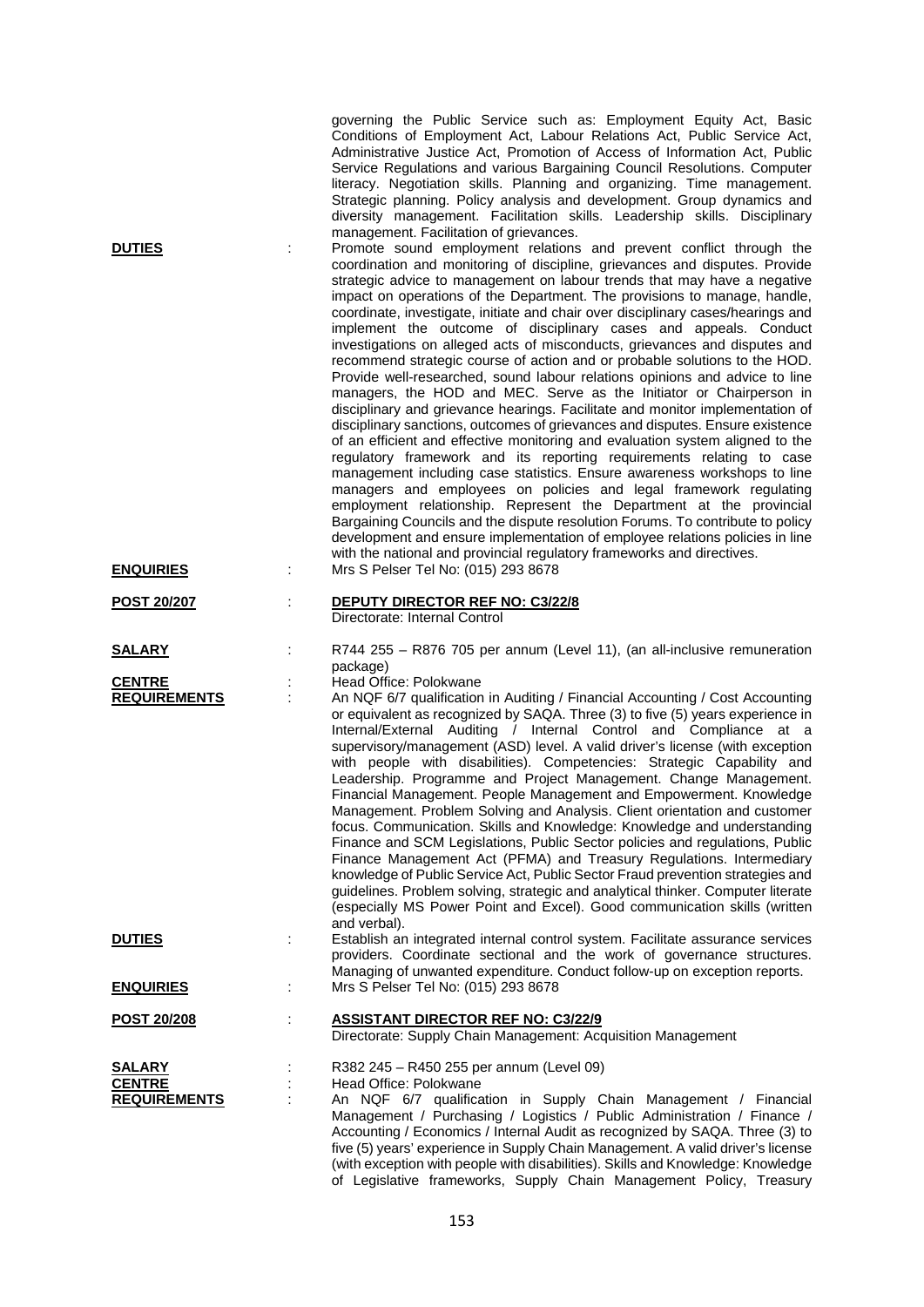governing the Public Service such as: Employment Equity Act, Basic Conditions of Employment Act, Labour Relations Act, Public Service Act, Administrative Justice Act, Promotion of Access of Information Act, Public Service Regulations and various Bargaining Council Resolutions. Computer literacy. Negotiation skills. Planning and organizing. Time management. Strategic planning. Policy analysis and development. Group dynamics and diversity management. Facilitation skills. Leadership skills. Disciplinary management. Facilitation of grievances.

**DUTIES** : Promote sound employment relations and prevent conflict through the coordination and monitoring of discipline, grievances and disputes. Provide strategic advice to management on labour trends that may have a negative impact on operations of the Department. The provisions to manage, handle, coordinate, investigate, initiate and chair over disciplinary cases/hearings and implement the outcome of disciplinary cases and appeals. Conduct investigations on alleged acts of misconducts, grievances and disputes and recommend strategic course of action and or probable solutions to the HOD. Provide well-researched, sound labour relations opinions and advice to line managers, the HOD and MEC. Serve as the Initiator or Chairperson in disciplinary and grievance hearings. Facilitate and monitor implementation of disciplinary sanctions, outcomes of grievances and disputes. Ensure existence of an efficient and effective monitoring and evaluation system aligned to the regulatory framework and its reporting requirements relating to case management including case statistics. Ensure awareness workshops to line managers and employees on policies and legal framework regulating employment relationship. Represent the Department at the provincial Bargaining Councils and the dispute resolution Forums. To contribute to policy development and ensure implementation of employee relations policies in line with the national and provincial regulatory frameworks and directives.

**ENQUIRIES** : Mrs S Pelser Tel No: (015) 293 8678

**POST 20/207** : **DEPUTY DIRECTOR REF NO: C3/22/8**
Directorate: Internal Control

**SALARY** : R744 255 – R876 705 per annum (Level 11), (an all-inclusive remuneration package)

**CENTRE** : Head Office: Polokwane

**REQUIREMENTS** : An NQF 6/7 qualification in Auditing / Financial Accounting / Cost Accounting or equivalent as recognized by SAQA. Three (3) to five (5) years experience in Internal/External Auditing / Internal Control and Compliance at a supervisory/management (ASD) level. A valid driver's license (with exception with people with disabilities). Competencies: Strategic Capability and Leadership. Programme and Project Management. Change Management. Financial Management. People Management and Empowerment. Knowledge Management. Problem Solving and Analysis. Client orientation and customer focus. Communication. Skills and Knowledge: Knowledge and understanding Finance and SCM Legislations, Public Sector policies and regulations, Public Finance Management Act (PFMA) and Treasury Regulations. Intermediary knowledge of Public Service Act, Public Sector Fraud prevention strategies and guidelines. Problem solving, strategic and analytical thinker. Computer literate (especially MS Power Point and Excel). Good communication skills (written and verbal).

**DUTIES** : Establish an integrated internal control system. Facilitate assurance services providers. Coordinate sectional and the work of governance structures. Managing of unwanted expenditure. Conduct follow-up on exception reports.

**ENQUIRIES** : Mrs S Pelser Tel No: (015) 293 8678

**POST 20/208** : **ASSISTANT DIRECTOR REF NO: C3/22/9**
Directorate: Supply Chain Management: Acquisition Management

**SALARY** : R382 245 – R450 255 per annum (Level 09)

**CENTRE** : Head Office: Polokwane

**REQUIREMENTS** : An NQF 6/7 qualification in Supply Chain Management / Financial Management / Purchasing / Logistics / Public Administration / Finance / Accounting / Economics / Internal Audit as recognized by SAQA. Three (3) to five (5) years' experience in Supply Chain Management. A valid driver's license (with exception with people with disabilities). Skills and Knowledge: Knowledge of Legislative frameworks, Supply Chain Management Policy, Treasury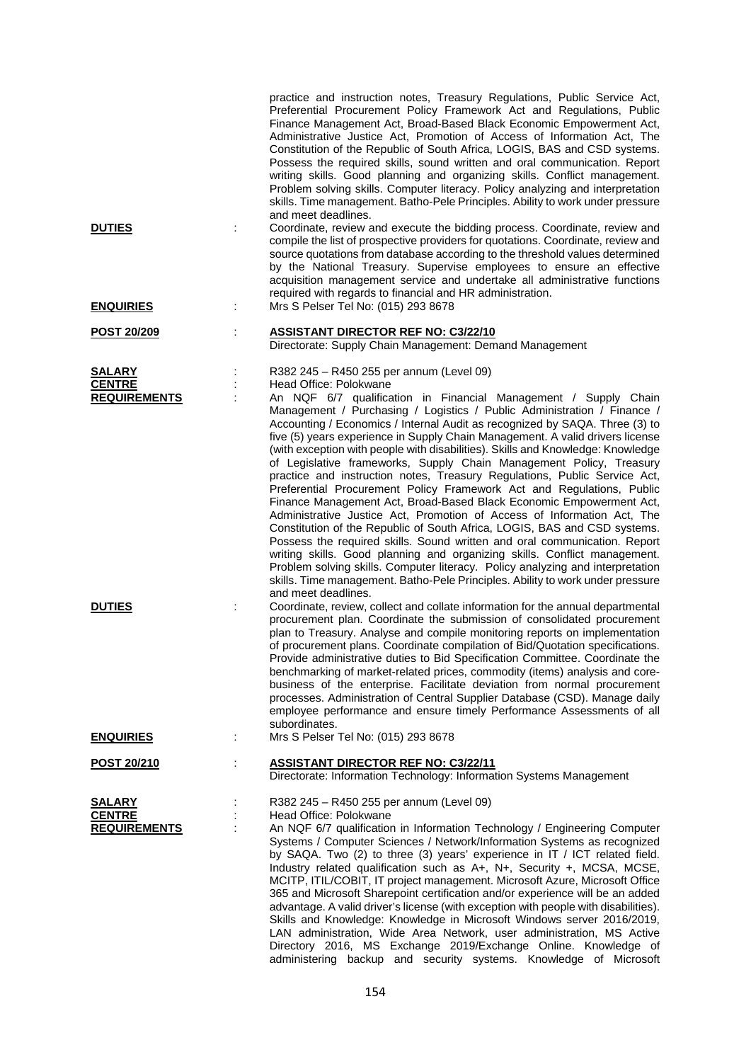practice and instruction notes, Treasury Regulations, Public Service Act, Preferential Procurement Policy Framework Act and Regulations, Public Finance Management Act, Broad-Based Black Economic Empowerment Act, Administrative Justice Act, Promotion of Access of Information Act, The Constitution of the Republic of South Africa, LOGIS, BAS and CSD systems. Possess the required skills, sound written and oral communication. Report writing skills. Good planning and organizing skills. Conflict management. Problem solving skills. Computer literacy. Policy analyzing and interpretation skills. Time management. Batho-Pele Principles. Ability to work under pressure and meet deadlines.

**DUTIES** : Coordinate, review and execute the bidding process. Coordinate, review and compile the list of prospective providers for quotations. Coordinate, review and source quotations from database according to the threshold values determined by the National Treasury. Supervise employees to ensure an effective acquisition management service and undertake all administrative functions required with regards to financial and HR administration.

**ENQUIRIES** : Mrs S Pelser Tel No: (015) 293 8678

**POST 20/209** : **ASSISTANT DIRECTOR REF NO: C3/22/10**
Directorate: Supply Chain Management: Demand Management

**SALARY** : R382 245 – R450 255 per annum (Level 09)

**CENTRE** : Head Office: Polokwane

**REQUIREMENTS** : An NQF 6/7 qualification in Financial Management / Supply Chain Management / Purchasing / Logistics / Public Administration / Finance / Accounting / Economics / Internal Audit as recognized by SAQA. Three (3) to five (5) years experience in Supply Chain Management. A valid drivers license (with exception with people with disabilities). Skills and Knowledge: Knowledge of Legislative frameworks, Supply Chain Management Policy, Treasury practice and instruction notes, Treasury Regulations, Public Service Act, Preferential Procurement Policy Framework Act and Regulations, Public Finance Management Act, Broad-Based Black Economic Empowerment Act, Administrative Justice Act, Promotion of Access of Information Act, The Constitution of the Republic of South Africa, LOGIS, BAS and CSD systems. Possess the required skills. Sound written and oral communication. Report writing skills. Good planning and organizing skills. Conflict management. Problem solving skills. Computer literacy. Policy analyzing and interpretation skills. Time management. Batho-Pele Principles. Ability to work under pressure and meet deadlines.

**DUTIES** : Coordinate, review, collect and collate information for the annual departmental procurement plan. Coordinate the submission of consolidated procurement plan to Treasury. Analyse and compile monitoring reports on implementation of procurement plans. Coordinate compilation of Bid/Quotation specifications. Provide administrative duties to Bid Specification Committee. Coordinate the benchmarking of market-related prices, commodity (items) analysis and core-business of the enterprise. Facilitate deviation from normal procurement processes. Administration of Central Supplier Database (CSD). Manage daily employee performance and ensure timely Performance Assessments of all subordinates.

**ENQUIRIES** : Mrs S Pelser Tel No: (015) 293 8678

**POST 20/210** : **ASSISTANT DIRECTOR REF NO: C3/22/11**
Directorate: Information Technology: Information Systems Management

**SALARY** : R382 245 – R450 255 per annum (Level 09)

**CENTRE** : Head Office: Polokwane

**REQUIREMENTS** : An NQF 6/7 qualification in Information Technology / Engineering Computer Systems / Computer Sciences / Network/Information Systems as recognized by SAQA. Two (2) to three (3) years' experience in IT / ICT related field. Industry related qualification such as A+, N+, Security +, MCSA, MCSE, MCITP, ITIL/COBIT, IT project management. Microsoft Azure, Microsoft Office 365 and Microsoft Sharepoint certification and/or experience will be an added advantage. A valid driver's license (with exception with people with disabilities). Skills and Knowledge: Knowledge in Microsoft Windows server 2016/2019, LAN administration, Wide Area Network, user administration, MS Active Directory 2016, MS Exchange 2019/Exchange Online. Knowledge of administering backup and security systems. Knowledge of Microsoft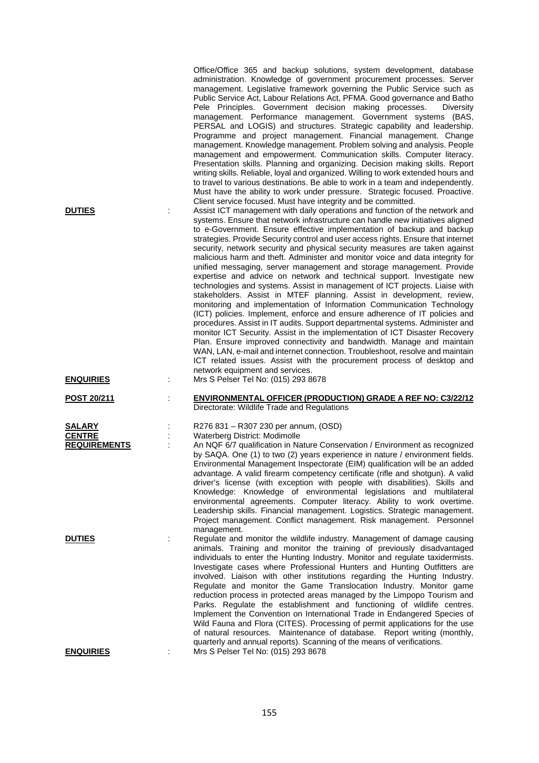Office/Office 365 and backup solutions, system development, database administration. Knowledge of government procurement processes. Server management. Legislative framework governing the Public Service such as Public Service Act, Labour Relations Act, PFMA. Good governance and Batho Pele Principles. Government decision making processes. Diversity management. Performance management. Government systems (BAS, PERSAL and LOGIS) and structures. Strategic capability and leadership. Programme and project management. Financial management. Change management. Knowledge management. Problem solving and analysis. People management and empowerment. Communication skills. Computer literacy. Presentation skills. Planning and organizing. Decision making skills. Report writing skills. Reliable, loyal and organized. Willing to work extended hours and to travel to various destinations. Be able to work in a team and independently. Must have the ability to work under pressure. Strategic focused. Proactive. Client service focused. Must have integrity and be committed.

**DUTIES** : Assist ICT management with daily operations and function of the network and systems. Ensure that network infrastructure can handle new initiatives aligned to e-Government. Ensure effective implementation of backup and backup strategies. Provide Security control and user access rights. Ensure that internet security, network security and physical security measures are taken against malicious harm and theft. Administer and monitor voice and data integrity for unified messaging, server management and storage management. Provide expertise and advice on network and technical support. Investigate new technologies and systems. Assist in management of ICT projects. Liaise with stakeholders. Assist in MTEF planning. Assist in development, review, monitoring and implementation of Information Communication Technology (ICT) policies. Implement, enforce and ensure adherence of IT policies and procedures. Assist in IT audits. Support departmental systems. Administer and monitor ICT Security. Assist in the implementation of ICT Disaster Recovery Plan. Ensure improved connectivity and bandwidth. Manage and maintain WAN, LAN, e-mail and internet connection. Troubleshoot, resolve and maintain ICT related issues. Assist with the procurement process of desktop and network equipment and services.

**ENQUIRIES** : Mrs S Pelser Tel No: (015) 293 8678

**POST 20/211** : **ENVIRONMENTAL OFFICER (PRODUCTION) GRADE A REF NO: C3/22/12**
Directorate: Wildlife Trade and Regulations

**SALARY** : R276 831 – R307 230 per annum, (OSD)

**CENTRE** : Waterberg District: Modimolle

**REQUIREMENTS** : An NQF 6/7 qualification in Nature Conservation / Environment as recognized by SAQA. One (1) to two (2) years experience in nature / environment fields. Environmental Management Inspectorate (EIM) qualification will be an added advantage. A valid firearm competency certificate (rifle and shotgun). A valid driver's license (with exception with people with disabilities). Skills and Knowledge: Knowledge of environmental legislations and multilateral environmental agreements. Computer literacy. Ability to work overtime. Leadership skills. Financial management. Logistics. Strategic management. Project management. Conflict management. Risk management. Personnel management.

**DUTIES** : Regulate and monitor the wildlife industry. Management of damage causing animals. Training and monitor the training of previously disadvantaged individuals to enter the Hunting Industry. Monitor and regulate taxidermists. Investigate cases where Professional Hunters and Hunting Outfitters are involved. Liaison with other institutions regarding the Hunting Industry. Regulate and monitor the Game Translocation Industry. Monitor game reduction process in protected areas managed by the Limpopo Tourism and Parks. Regulate the establishment and functioning of wildlife centres. Implement the Convention on International Trade in Endangered Species of Wild Fauna and Flora (CITES). Processing of permit applications for the use of natural resources. Maintenance of database. Report writing (monthly, quarterly and annual reports). Scanning of the means of verifications.

**ENQUIRIES** : Mrs S Pelser Tel No: (015) 293 8678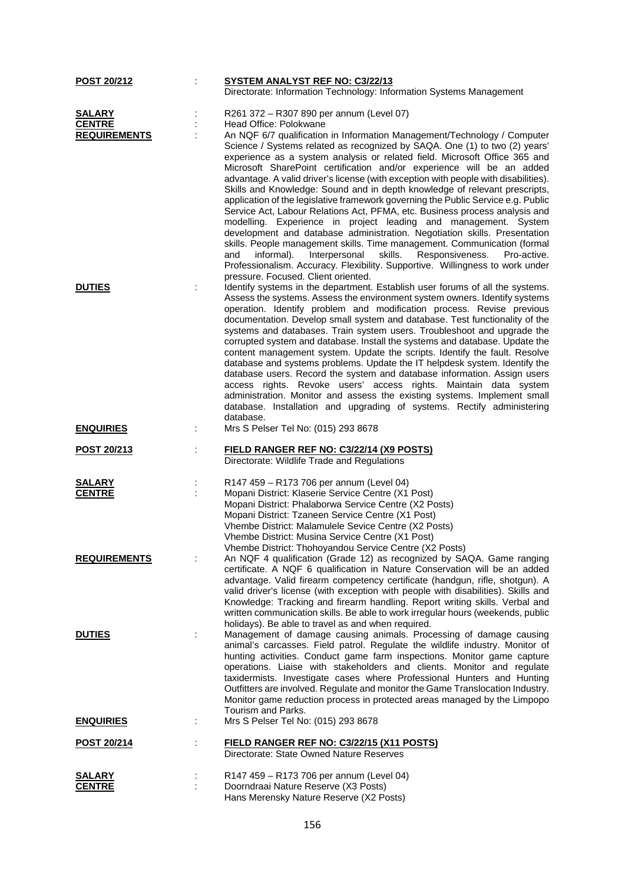**POST 20/212** : **SYSTEM ANALYST REF NO: C3/22/13**
Directorate: Information Technology: Information Systems Management

**SALARY** : R261 372 – R307 890 per annum (Level 07)

**CENTRE** : Head Office: Polokwane

**REQUIREMENTS** : An NQF 6/7 qualification in Information Management/Technology / Computer Science / Systems related as recognized by SAQA. One (1) to two (2) years' experience as a system analysis or related field. Microsoft Office 365 and Microsoft SharePoint certification and/or experience will be an added advantage. A valid driver's license (with exception with people with disabilities). Skills and Knowledge: Sound and in depth knowledge of relevant prescripts, application of the legislative framework governing the Public Service e.g. Public Service Act, Labour Relations Act, PFMA, etc. Business process analysis and modelling. Experience in project leading and management. System development and database administration. Negotiation skills. Presentation skills. People management skills. Time management. Communication (formal and informal). Interpersonal skills. Responsiveness. Pro-active. Professionalism. Accuracy. Flexibility. Supportive. Willingness to work under pressure. Focused. Client oriented.

**DUTIES** : Identify systems in the department. Establish user forums of all the systems. Assess the systems. Assess the environment system owners. Identify systems operation. Identify problem and modification process. Revise previous documentation. Develop small system and database. Test functionality of the systems and databases. Train system users. Troubleshoot and upgrade the corrupted system and database. Install the systems and database. Update the content management system. Update the scripts. Identify the fault. Resolve database and systems problems. Update the IT helpdesk system. Identify the database users. Record the system and database information. Assign users access rights. Revoke users' access rights. Maintain data system administration. Monitor and assess the existing systems. Implement small database. Installation and upgrading of systems. Rectify administering database.

**ENQUIRIES** : Mrs S Pelser Tel No: (015) 293 8678

**POST 20/213** : **FIELD RANGER REF NO: C3/22/14 (X9 POSTS)**
Directorate: Wildlife Trade and Regulations

**SALARY** : R147 459 – R173 706 per annum (Level 04)

**CENTRE** : Mopani District: Klaserie Service Centre (X1 Post)
Mopani District: Phalaborwa Service Centre (X2 Posts)
Mopani District: Tzaneen Service Centre (X1 Post)
Vhembe District: Malamulele Sevice Centre (X2 Posts)
Vhembe District: Musina Service Centre (X1 Post)
Vhembe District: Thohoyandou Service Centre (X2 Posts)

**REQUIREMENTS** : An NQF 4 qualification (Grade 12) as recognized by SAQA. Game ranging certificate. A NQF 6 qualification in Nature Conservation will be an added advantage. Valid firearm competency certificate (handgun, rifle, shotgun). A valid driver's license (with exception with people with disabilities). Skills and Knowledge: Tracking and firearm handling. Report writing skills. Verbal and written communication skills. Be able to work irregular hours (weekends, public holidays). Be able to travel as and when required.

**DUTIES** : Management of damage causing animals. Processing of damage causing animal's carcasses. Field patrol. Regulate the wildlife industry. Monitor of hunting activities. Conduct game farm inspections. Monitor game capture operations. Liaise with stakeholders and clients. Monitor and regulate taxidermists. Investigate cases where Professional Hunters and Hunting Outfitters are involved. Regulate and monitor the Game Translocation Industry. Monitor game reduction process in protected areas managed by the Limpopo Tourism and Parks.

**ENQUIRIES** : Mrs S Pelser Tel No: (015) 293 8678

**POST 20/214** : **FIELD RANGER REF NO: C3/22/15 (X11 POSTS)**
Directorate: State Owned Nature Reserves

**SALARY** : R147 459 – R173 706 per annum (Level 04)

**CENTRE** : Doorndraai Nature Reserve (X3 Posts)
Hans Merensky Nature Reserve (X2 Posts)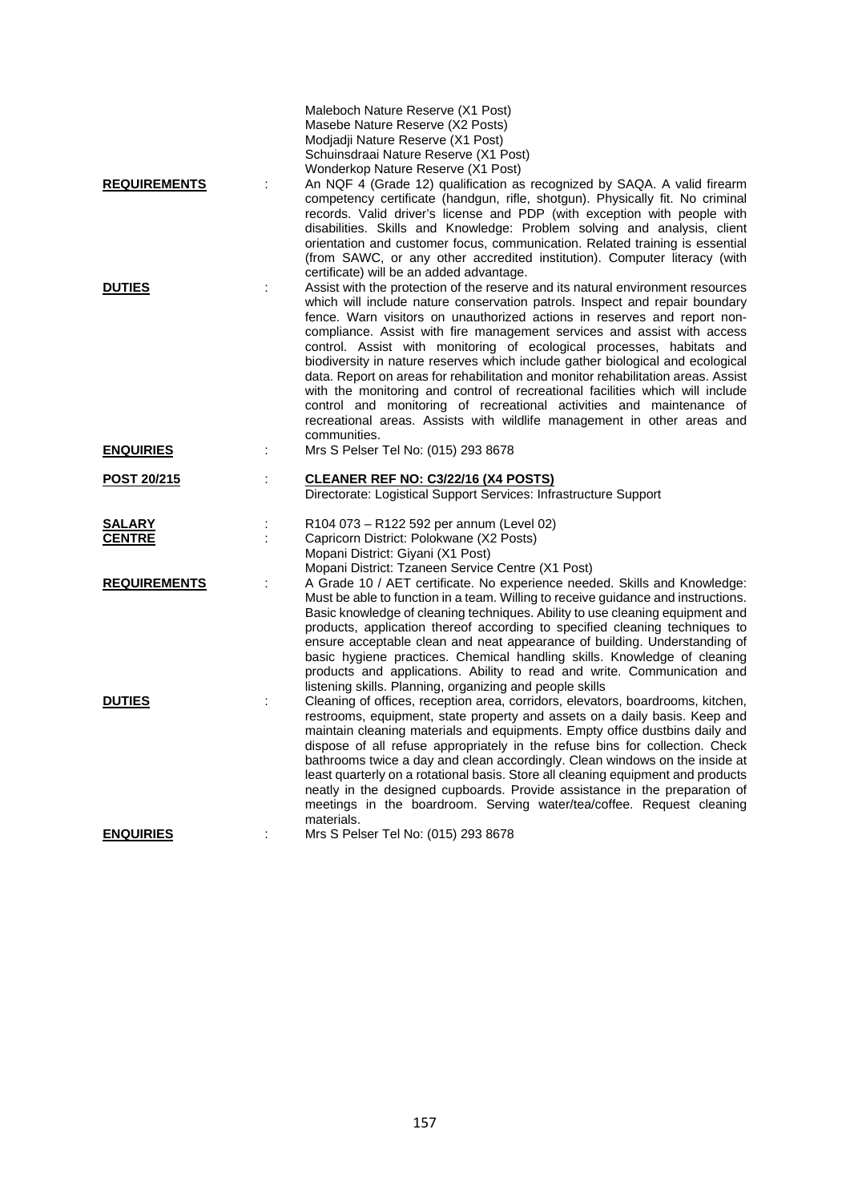Maleboch Nature Reserve (X1 Post)
Masebe Nature Reserve (X2 Posts)
Modjadji Nature Reserve (X1 Post)
Schuinsdraai Nature Reserve (X1 Post)
Wonderkop Nature Reserve (X1 Post)

**REQUIREMENTS** : An NQF 4 (Grade 12) qualification as recognized by SAQA. A valid firearm competency certificate (handgun, rifle, shotgun). Physically fit. No criminal records. Valid driver's license and PDP (with exception with people with disabilities. Skills and Knowledge: Problem solving and analysis, client orientation and customer focus, communication. Related training is essential (from SAWC, or any other accredited institution). Computer literacy (with certificate) will be an added advantage.

**DUTIES** : Assist with the protection of the reserve and its natural environment resources which will include nature conservation patrols. Inspect and repair boundary fence. Warn visitors on unauthorized actions in reserves and report non-compliance. Assist with fire management services and assist with access control. Assist with monitoring of ecological processes, habitats and biodiversity in nature reserves which include gather biological and ecological data. Report on areas for rehabilitation and monitor rehabilitation areas. Assist with the monitoring and control of recreational facilities which will include control and monitoring of recreational activities and maintenance of recreational areas. Assists with wildlife management in other areas and communities.

**ENQUIRIES** : Mrs S Pelser Tel No: (015) 293 8678

**POST 20/215** : **CLEANER REF NO: C3/22/16 (X4 POSTS)**
Directorate: Logistical Support Services: Infrastructure Support

**SALARY** : R104 073 – R122 592 per annum (Level 02)

**CENTRE** : Capricorn District: Polokwane (X2 Posts)
Mopani District: Giyani (X1 Post)
Mopani District: Tzaneen Service Centre (X1 Post)

**REQUIREMENTS** : A Grade 10 / AET certificate. No experience needed. Skills and Knowledge: Must be able to function in a team. Willing to receive guidance and instructions. Basic knowledge of cleaning techniques. Ability to use cleaning equipment and products, application thereof according to specified cleaning techniques to ensure acceptable clean and neat appearance of building. Understanding of basic hygiene practices. Chemical handling skills. Knowledge of cleaning products and applications. Ability to read and write. Communication and listening skills. Planning, organizing and people skills

**DUTIES** : Cleaning of offices, reception area, corridors, elevators, boardrooms, kitchen, restrooms, equipment, state property and assets on a daily basis. Keep and maintain cleaning materials and equipments. Empty office dustbins daily and dispose of all refuse appropriately in the refuse bins for collection. Check bathrooms twice a day and clean accordingly. Clean windows on the inside at least quarterly on a rotational basis. Store all cleaning equipment and products neatly in the designed cupboards. Provide assistance in the preparation of meetings in the boardroom. Serving water/tea/coffee. Request cleaning materials.

**ENQUIRIES** : Mrs S Pelser Tel No: (015) 293 8678